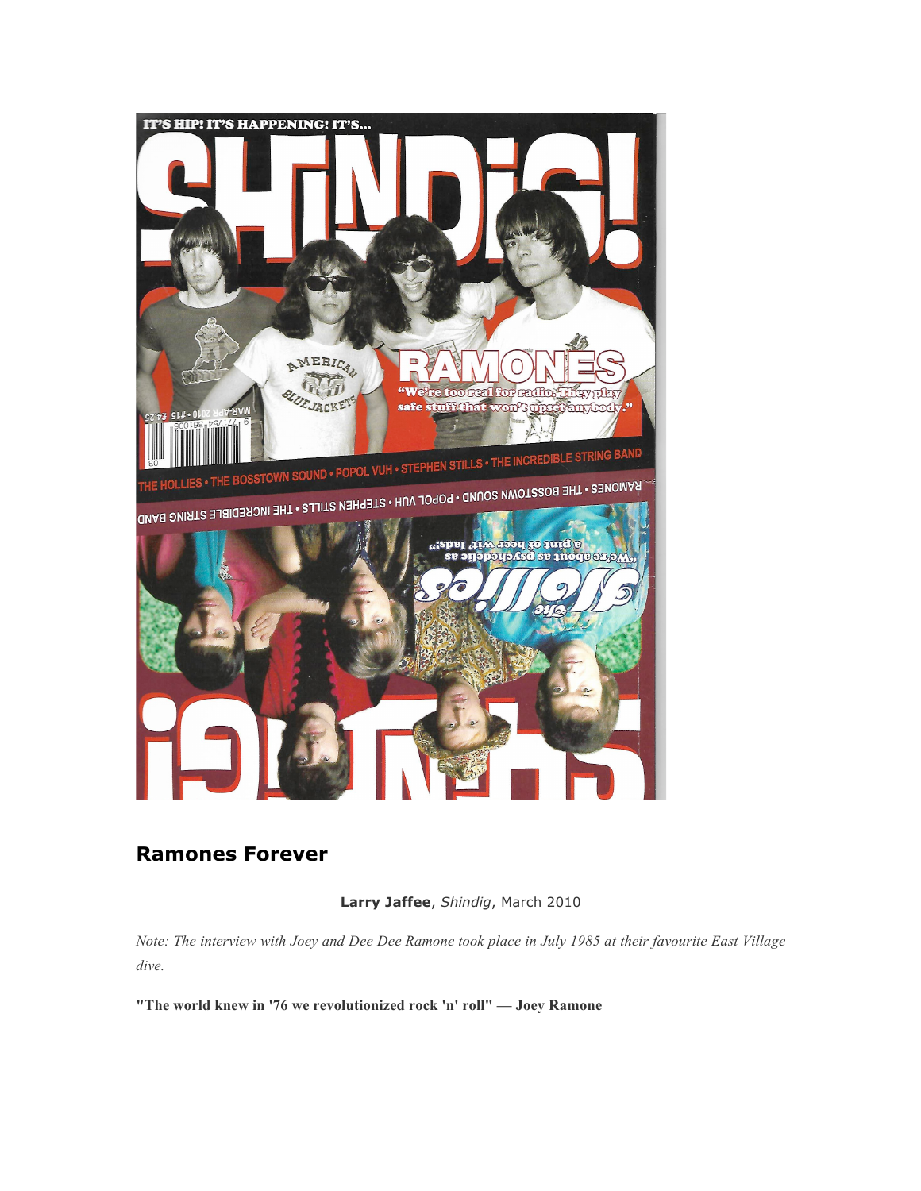## Ramones Forever

**Larry Jaffee**, *Shindig*, March 2010

*Note: The interview with Joey and Dee Dee Ramone took place in July 1985 at their favourite East Village dive.*

**"The world knew in '76 we revolutionized rock 'n' roll" — Joey Ramone**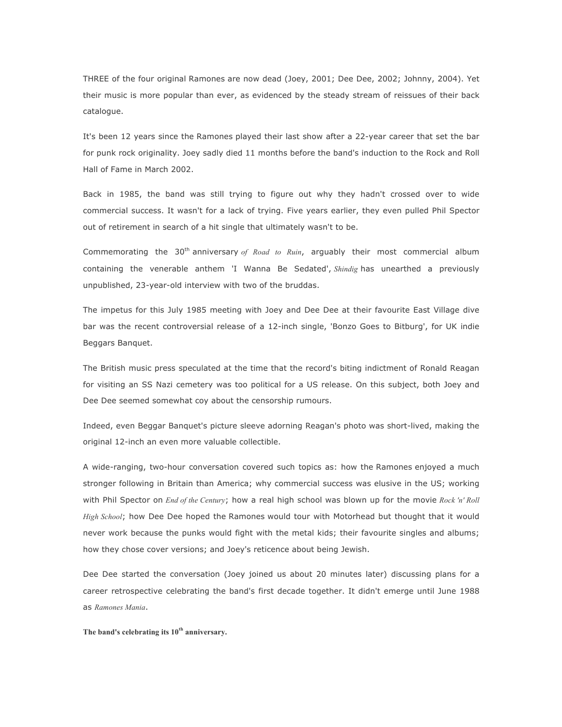THREE of the four original Ramones are now dead (Joey, 2001; Dee Dee, 2002; Johnny, 2004). Yet their music is more popular than ever, as evidenced by the steady stream of reissues of their back catalogue.

It's been 12 years since the Ramones played their last show after a 22-year career that set the bar for punk rock originality. Joey sadly died 11 months before the band's induction to the Rock and Roll Hall of Fame in March 2002.

Back in 1985, the band was still trying to figure out why they hadn't crossed over to wide commercial success. It wasn't for a lack of trying. Five years earlier, they even pulled Phil Spector out of retirement in search of a hit single that ultimately wasn't to be.

Commemorating the 30th anniversary *of Road to Ruin*, arguably their most commercial album containing the venerable anthem 'I Wanna Be Sedated', *Shindig* has unearthed a previously unpublished, 23-year-old interview with two of the bruddas.

The impetus for this July 1985 meeting with Joey and Dee Dee at their favourite East Village dive bar was the recent controversial release of a 12-inch single, 'Bonzo Goes to Bitburg', for UK indie Beggars Banquet.

The British music press speculated at the time that the record's biting indictment of Ronald Reagan for visiting an SS Nazi cemetery was too political for a US release. On this subject, both Joey and Dee Dee seemed somewhat coy about the censorship rumours.

Indeed, even Beggar Banquet's picture sleeve adorning Reagan's photo was short-lived, making the original 12-inch an even more valuable collectible.

A wide-ranging, two-hour conversation covered such topics as: how the Ramones enjoyed a much stronger following in Britain than America; why commercial success was elusive in the US; working with Phil Spector on *End of the Century*; how a real high school was blown up for the movie *Rock 'n' Roll High School*; how Dee Dee hoped the Ramones would tour with Motorhead but thought that it would never work because the punks would fight with the metal kids; their favourite singles and albums; how they chose cover versions; and Joey's reticence about being Jewish.

Dee Dee started the conversation (Joey joined us about 20 minutes later) discussing plans for a career retrospective celebrating the band's first decade together. It didn't emerge until June 1988 as *Ramones Mania*.

**The band's celebrating its 10th anniversary.**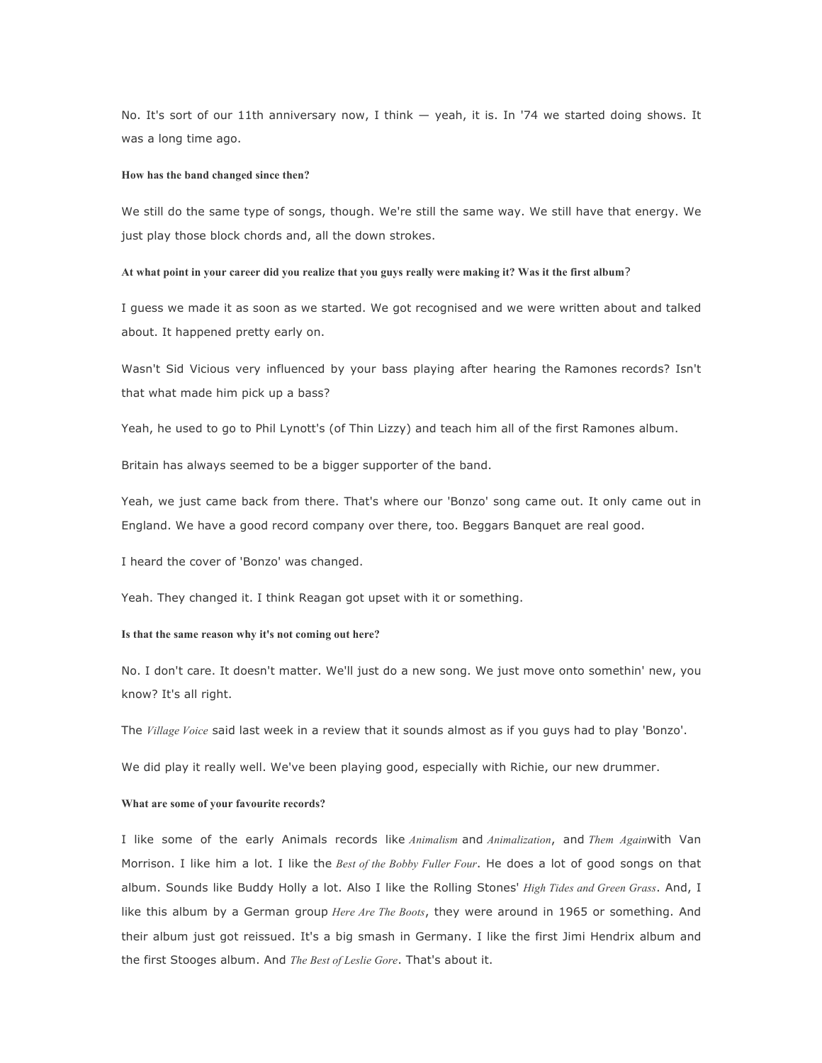No. It's sort of our 11th anniversary now, I think — yeah, it is. In '74 we started doing shows. It was a long time ago.

**How has the band changed since then?**

We still do the same type of songs, though. We're still the same way. We still have that energy. We just play those block chords and, all the down strokes.

**At what point in your career did you realize that you guys really were making it? Was it the first album?**

I guess we made it as soon as we started. We got recognised and we were written about and talked about. It happened pretty early on.

Wasn't Sid Vicious very influenced by your bass playing after hearing the Ramones records? Isn't that what made him pick up a bass?

Yeah, he used to go to Phil Lynott's (of Thin Lizzy) and teach him all of the first Ramones album.

Britain has always seemed to be a bigger supporter of the band.

Yeah, we just came back from there. That's where our 'Bonzo' song came out. It only came out in England. We have a good record company over there, too. Beggars Banquet are real good.

I heard the cover of 'Bonzo' was changed.

Yeah. They changed it. I think Reagan got upset with it or something.

**Is that the same reason why it's not coming out here?**

No. I don't care. It doesn't matter. We'll just do a new song. We just move onto somethin' new, you know? It's all right.

The *Village Voice* said last week in a review that it sounds almost as if you guys had to play 'Bonzo'.

We did play it really well. We've been playing good, especially with Richie, our new drummer.

**What are some of your favourite records?**

I like some of the early Animals records like *Animalism* and *Animalization*, and *Them Again*with Van Morrison. I like him a lot. I like the *Best of the Bobby Fuller Four*. He does a lot of good songs on that album. Sounds like Buddy Holly a lot. Also I like the Rolling Stones' *High Tides and Green Grass*. And, I like this album by a German group *Here Are The Boots*, they were around in 1965 or something. And their album just got reissued. It's a big smash in Germany. I like the first Jimi Hendrix album and the first Stooges album. And *The Best of Leslie Gore*. That's about it.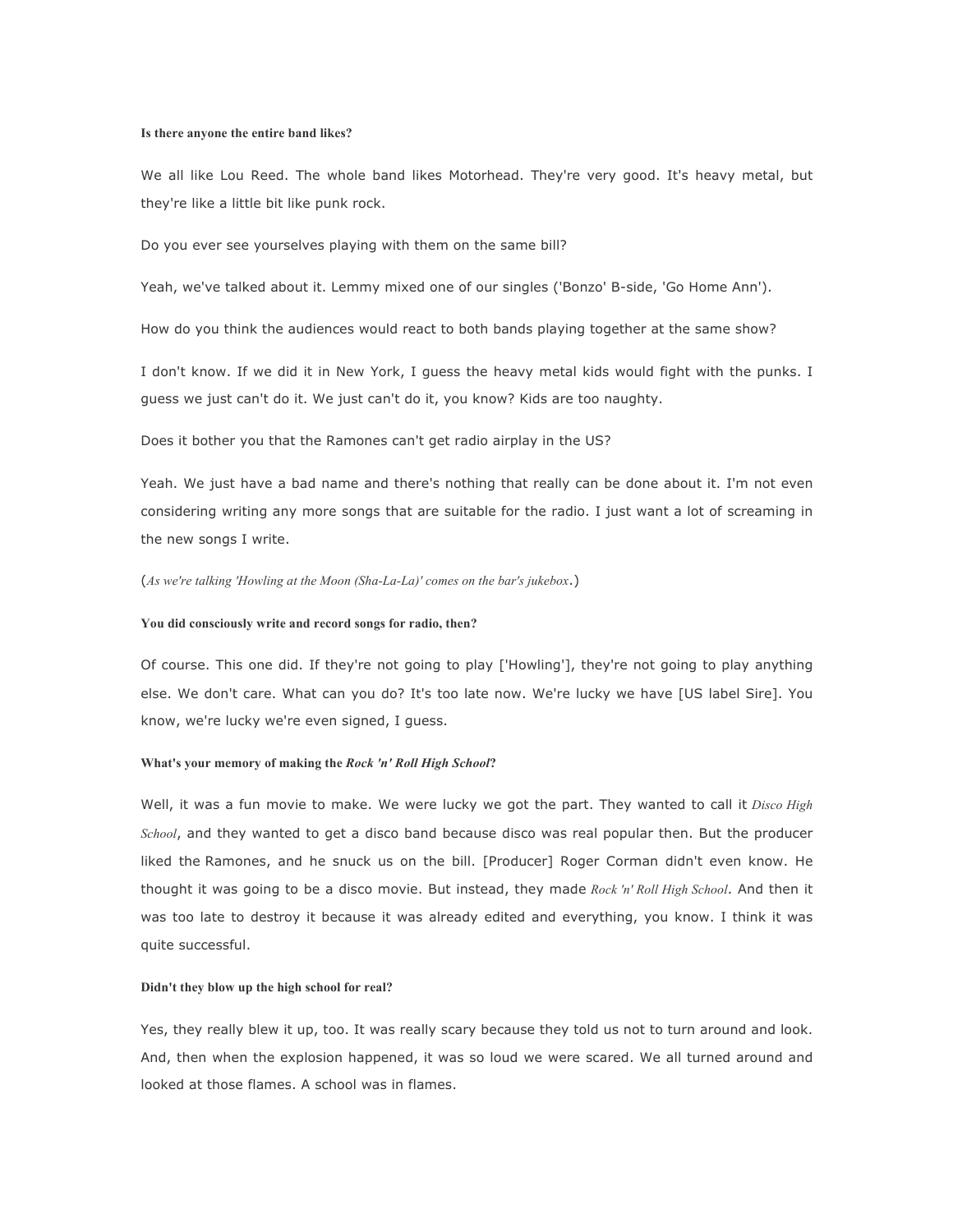**Is there anyone the entire band likes?**

We all like Lou Reed. The whole band likes Motorhead. They're very good. It's heavy metal, but they're like a little bit like punk rock.

Do you ever see yourselves playing with them on the same bill?

Yeah, we've talked about it. Lemmy mixed one of our singles ('Bonzo' B-side, 'Go Home Ann').

How do you think the audiences would react to both bands playing together at the same show?

I don't know. If we did it in New York, I guess the heavy metal kids would fight with the punks. I guess we just can't do it. We just can't do it, you know? Kids are too naughty.

Does it bother you that the Ramones can't get radio airplay in the US?

Yeah. We just have a bad name and there's nothing that really can be done about it. I'm not even considering writing any more songs that are suitable for the radio. I just want a lot of screaming in the new songs I write.

(*As we're talking 'Howling at the Moon (Sha-La-La)' comes on the bar's jukebox*.)

**You did consciously write and record songs for radio, then?**

Of course. This one did. If they're not going to play ['Howling'], they're not going to play anything else. We don't care. What can you do? It's too late now. We're lucky we have [US label Sire]. You know, we're lucky we're even signed, I guess.

**What's your memory of making the *Rock 'n' Roll High School*?**

Well, it was a fun movie to make. We were lucky we got the part. They wanted to call it *Disco High School*, and they wanted to get a disco band because disco was real popular then. But the producer liked the Ramones, and he snuck us on the bill. [Producer] Roger Corman didn't even know. He thought it was going to be a disco movie. But instead, they made *Rock 'n' Roll High School*. And then it was too late to destroy it because it was already edited and everything, you know. I think it was quite successful.

**Didn't they blow up the high school for real?**

Yes, they really blew it up, too. It was really scary because they told us not to turn around and look. And, then when the explosion happened, it was so loud we were scared. We all turned around and looked at those flames. A school was in flames.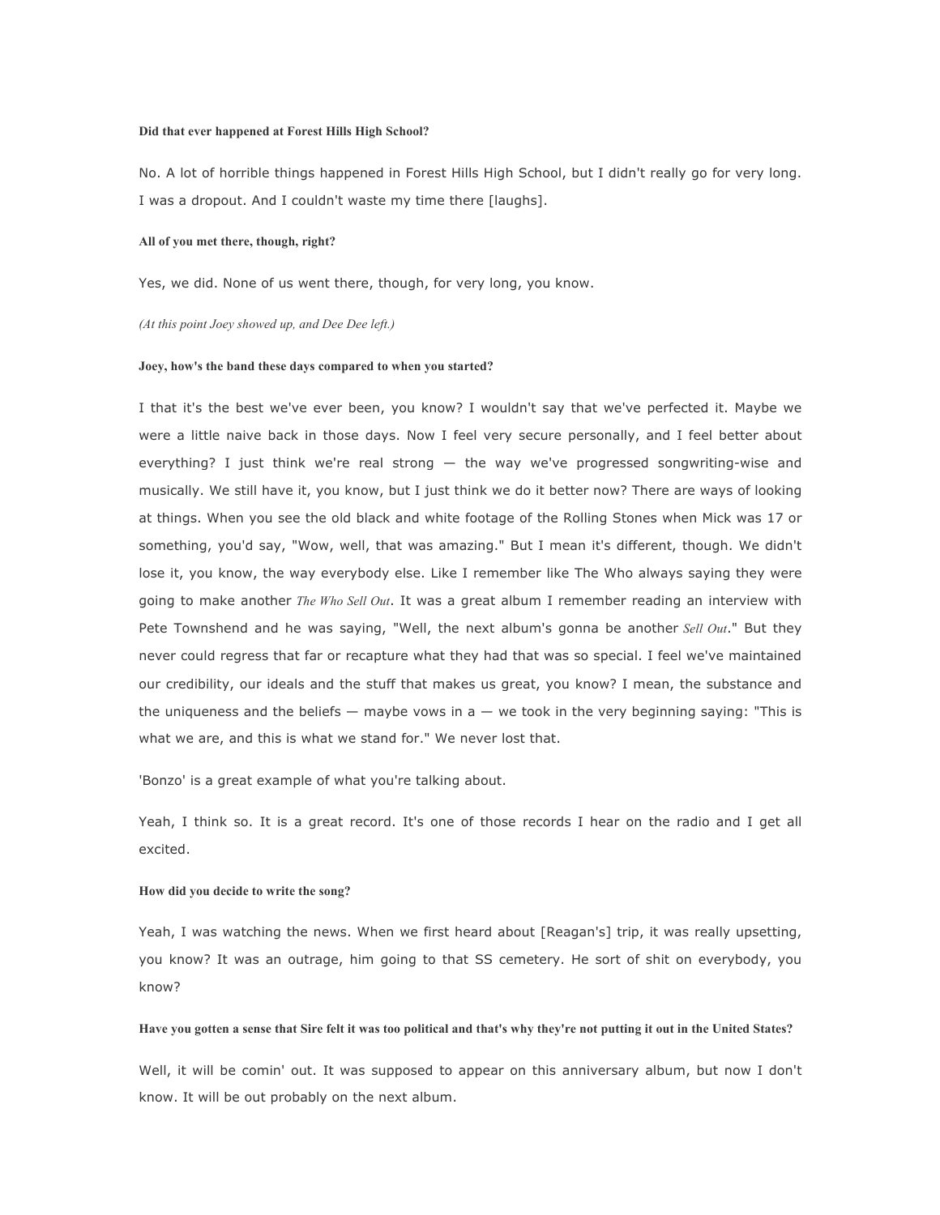**Did that ever happened at Forest Hills High School?**

No. A lot of horrible things happened in Forest Hills High School, but I didn't really go for very long. I was a dropout. And I couldn't waste my time there [laughs].

**All of you met there, though, right?**

Yes, we did. None of us went there, though, for very long, you know.

*(At this point Joey showed up, and Dee Dee left.)*

**Joey, how's the band these days compared to when you started?**

I that it's the best we've ever been, you know? I wouldn't say that we've perfected it. Maybe we were a little naive back in those days. Now I feel very secure personally, and I feel better about everything? I just think we're real strong — the way we've progressed songwriting-wise and musically. We still have it, you know, but I just think we do it better now? There are ways of looking at things. When you see the old black and white footage of the Rolling Stones when Mick was 17 or something, you'd say, "Wow, well, that was amazing." But I mean it's different, though. We didn't lose it, you know, the way everybody else. Like I remember like The Who always saying they were going to make another *The Who Sell Out*. It was a great album I remember reading an interview with Pete Townshend and he was saying, "Well, the next album's gonna be another *Sell Out*." But they never could regress that far or recapture what they had that was so special. I feel we've maintained our credibility, our ideals and the stuff that makes us great, you know? I mean, the substance and the uniqueness and the beliefs — maybe vows in a — we took in the very beginning saying: "This is what we are, and this is what we stand for." We never lost that.

'Bonzo' is a great example of what you're talking about.

Yeah, I think so. It is a great record. It's one of those records I hear on the radio and I get all excited.

**How did you decide to write the song?**

Yeah, I was watching the news. When we first heard about [Reagan's] trip, it was really upsetting, you know? It was an outrage, him going to that SS cemetery. He sort of shit on everybody, you know?

**Have you gotten a sense that Sire felt it was too political and that's why they're not putting it out in the United States?**

Well, it will be comin' out. It was supposed to appear on this anniversary album, but now I don't know. It will be out probably on the next album.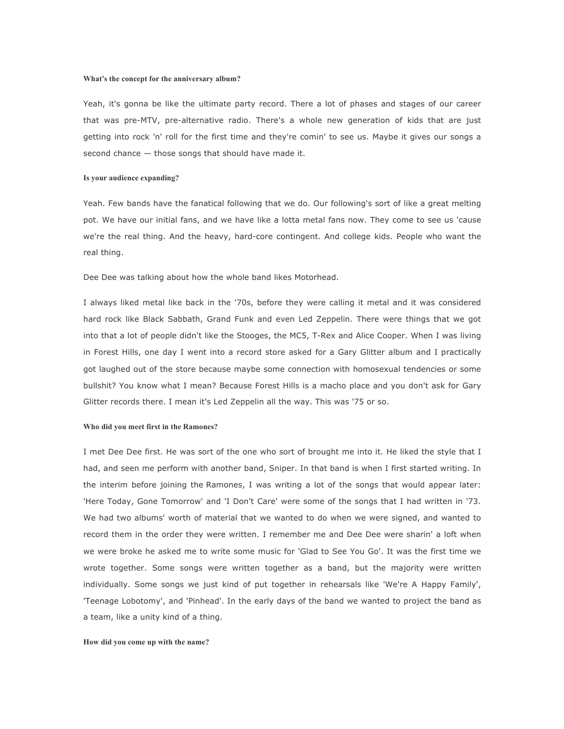**What's the concept for the anniversary album?**

Yeah, it's gonna be like the ultimate party record. There a lot of phases and stages of our career that was pre-MTV, pre-alternative radio. There's a whole new generation of kids that are just getting into rock 'n' roll for the first time and they're comin' to see us. Maybe it gives our songs a second chance — those songs that should have made it.

**Is your audience expanding?**

Yeah. Few bands have the fanatical following that we do. Our following's sort of like a great melting pot. We have our initial fans, and we have like a lotta metal fans now. They come to see us 'cause we're the real thing. And the heavy, hard-core contingent. And college kids. People who want the real thing.

Dee Dee was talking about how the whole band likes Motorhead.

I always liked metal like back in the '70s, before they were calling it metal and it was considered hard rock like Black Sabbath, Grand Funk and even Led Zeppelin. There were things that we got into that a lot of people didn't like the Stooges, the MC5, T-Rex and Alice Cooper. When I was living in Forest Hills, one day I went into a record store asked for a Gary Glitter album and I practically got laughed out of the store because maybe some connection with homosexual tendencies or some bullshit? You know what I mean? Because Forest Hills is a macho place and you don't ask for Gary Glitter records there. I mean it's Led Zeppelin all the way. This was '75 or so.

**Who did you meet first in the Ramones?**

I met Dee Dee first. He was sort of the one who sort of brought me into it. He liked the style that I had, and seen me perform with another band, Sniper. In that band is when I first started writing. In the interim before joining the Ramones, I was writing a lot of the songs that would appear later: 'Here Today, Gone Tomorrow' and 'I Don't Care' were some of the songs that I had written in '73. We had two albums' worth of material that we wanted to do when we were signed, and wanted to record them in the order they were written. I remember me and Dee Dee were sharin' a loft when we were broke he asked me to write some music for 'Glad to See You Go'. It was the first time we wrote together. Some songs were written together as a band, but the majority were written individually. Some songs we just kind of put together in rehearsals like 'We're A Happy Family', 'Teenage Lobotomy', and 'Pinhead'. In the early days of the band we wanted to project the band as a team, like a unity kind of a thing.

**How did you come up with the name?**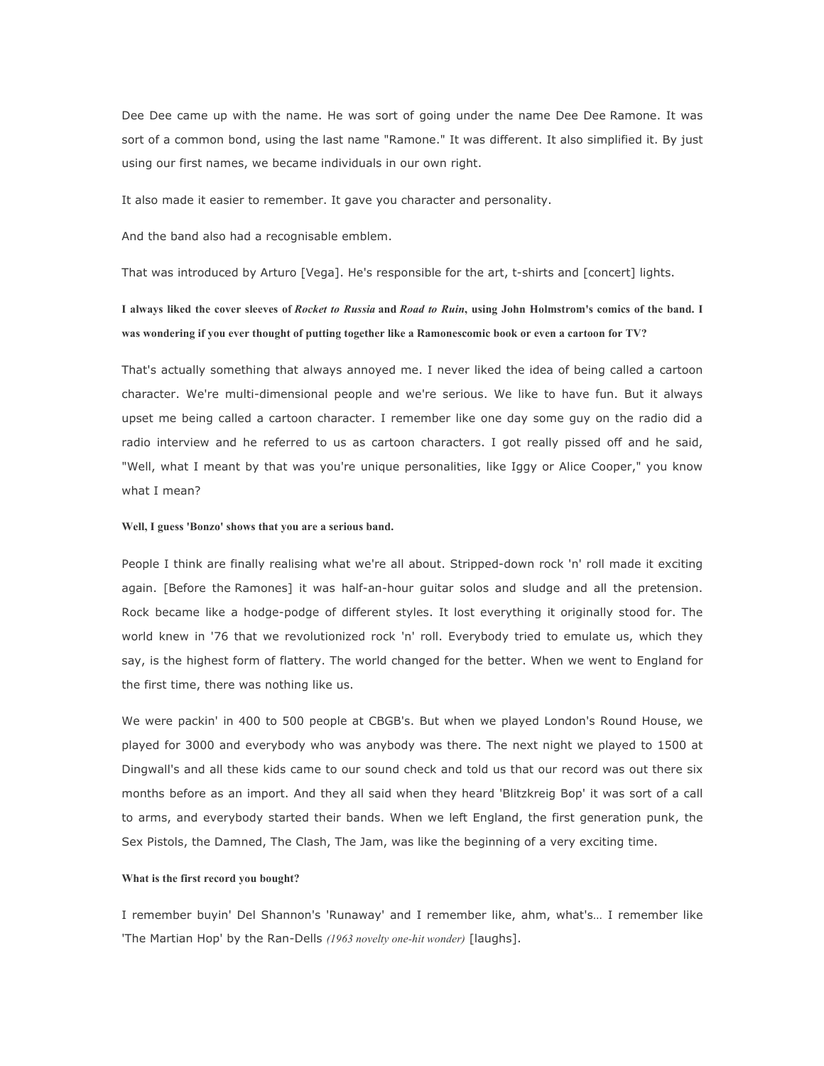Dee Dee came up with the name. He was sort of going under the name Dee Dee Ramone. It was sort of a common bond, using the last name "Ramone." It was different. It also simplified it. By just using our first names, we became individuals in our own right.

It also made it easier to remember. It gave you character and personality.

And the band also had a recognisable emblem.

That was introduced by Arturo [Vega]. He's responsible for the art, t-shirts and [concert] lights.

**I always liked the cover sleeves of *Rocket to Russia* and *Road to Ruin*, using John Holmstrom's comics of the band. I was wondering if you ever thought of putting together like a Ramonescomic book or even a cartoon for TV?**

That's actually something that always annoyed me. I never liked the idea of being called a cartoon character. We're multi-dimensional people and we're serious. We like to have fun. But it always upset me being called a cartoon character. I remember like one day some guy on the radio did a radio interview and he referred to us as cartoon characters. I got really pissed off and he said, "Well, what I meant by that was you're unique personalities, like Iggy or Alice Cooper," you know what I mean?

**Well, I guess 'Bonzo' shows that you are a serious band.**

People I think are finally realising what we're all about. Stripped-down rock 'n' roll made it exciting again. [Before the Ramones] it was half-an-hour guitar solos and sludge and all the pretension. Rock became like a hodge-podge of different styles. It lost everything it originally stood for. The world knew in '76 that we revolutionized rock 'n' roll. Everybody tried to emulate us, which they say, is the highest form of flattery. The world changed for the better. When we went to England for the first time, there was nothing like us.

We were packin' in 400 to 500 people at CBGB's. But when we played London's Round House, we played for 3000 and everybody who was anybody was there. The next night we played to 1500 at Dingwall's and all these kids came to our sound check and told us that our record was out there six months before as an import. And they all said when they heard 'Blitzkreig Bop' it was sort of a call to arms, and everybody started their bands. When we left England, the first generation punk, the Sex Pistols, the Damned, The Clash, The Jam, was like the beginning of a very exciting time.

**What is the first record you bought?**

I remember buyin' Del Shannon's 'Runaway' and I remember like, ahm, what's… I remember like 'The Martian Hop' by the Ran-Dells *(1963 novelty one-hit wonder)* [laughs].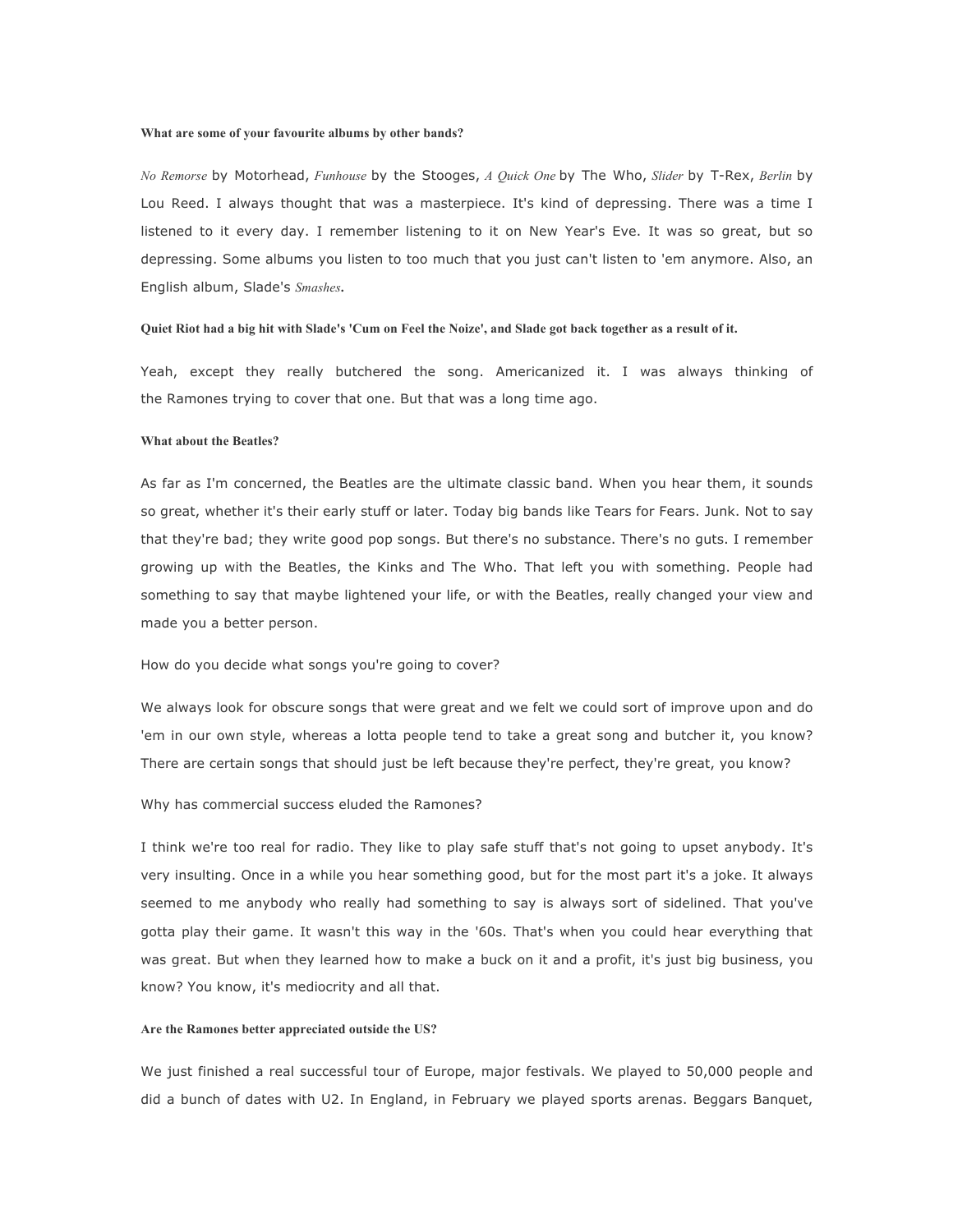**What are some of your favourite albums by other bands?**

*No Remorse* by Motorhead, *Funhouse* by the Stooges, *A Quick One* by The Who, *Slider* by T-Rex, *Berlin* by Lou Reed. I always thought that was a masterpiece. It's kind of depressing. There was a time I listened to it every day. I remember listening to it on New Year's Eve. It was so great, but so depressing. Some albums you listen to too much that you just can't listen to 'em anymore. Also, an English album, Slade's *Smashes*.

**Quiet Riot had a big hit with Slade's 'Cum on Feel the Noize', and Slade got back together as a result of it.**

Yeah, except they really butchered the song. Americanized it. I was always thinking of the Ramones trying to cover that one. But that was a long time ago.

**What about the Beatles?**

As far as I'm concerned, the Beatles are the ultimate classic band. When you hear them, it sounds so great, whether it's their early stuff or later. Today big bands like Tears for Fears. Junk. Not to say that they're bad; they write good pop songs. But there's no substance. There's no guts. I remember growing up with the Beatles, the Kinks and The Who. That left you with something. People had something to say that maybe lightened your life, or with the Beatles, really changed your view and made you a better person.

How do you decide what songs you're going to cover?

We always look for obscure songs that were great and we felt we could sort of improve upon and do 'em in our own style, whereas a lotta people tend to take a great song and butcher it, you know? There are certain songs that should just be left because they're perfect, they're great, you know?

Why has commercial success eluded the Ramones?

I think we're too real for radio. They like to play safe stuff that's not going to upset anybody. It's very insulting. Once in a while you hear something good, but for the most part it's a joke. It always seemed to me anybody who really had something to say is always sort of sidelined. That you've gotta play their game. It wasn't this way in the '60s. That's when you could hear everything that was great. But when they learned how to make a buck on it and a profit, it's just big business, you know? You know, it's mediocrity and all that.

**Are the Ramones better appreciated outside the US?**

We just finished a real successful tour of Europe, major festivals. We played to 50,000 people and did a bunch of dates with U2. In England, in February we played sports arenas. Beggars Banquet,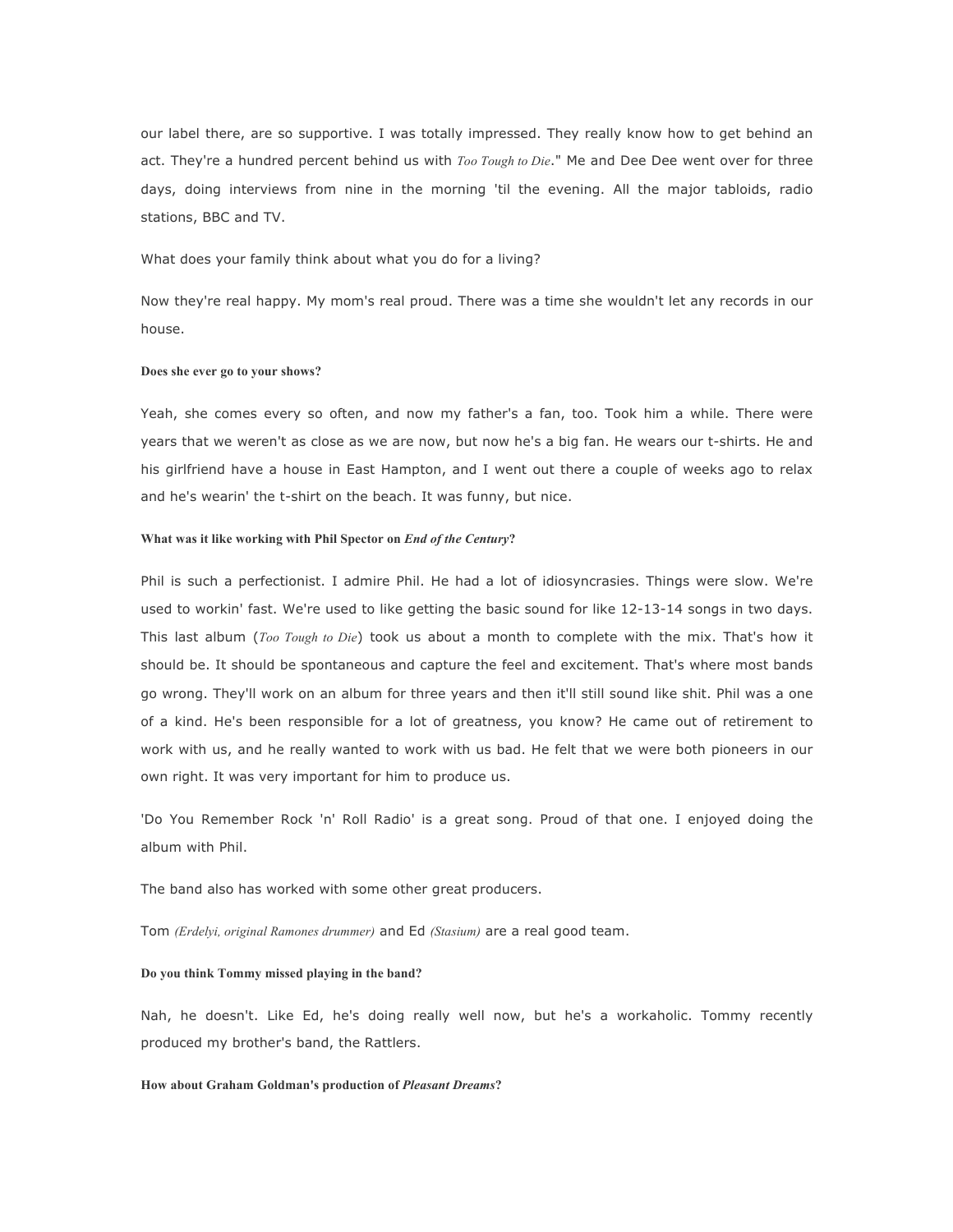our label there, are so supportive. I was totally impressed. They really know how to get behind an act. They're a hundred percent behind us with *Too Tough to Die*." Me and Dee Dee went over for three days, doing interviews from nine in the morning 'til the evening. All the major tabloids, radio stations, BBC and TV.

What does your family think about what you do for a living?

Now they're real happy. My mom's real proud. There was a time she wouldn't let any records in our house.

**Does she ever go to your shows?**

Yeah, she comes every so often, and now my father's a fan, too. Took him a while. There were years that we weren't as close as we are now, but now he's a big fan. He wears our t-shirts. He and his girlfriend have a house in East Hampton, and I went out there a couple of weeks ago to relax and he's wearin' the t-shirt on the beach. It was funny, but nice.

**What was it like working with Phil Spector on *End of the Century*?**

Phil is such a perfectionist. I admire Phil. He had a lot of idiosyncrasies. Things were slow. We're used to workin' fast. We're used to like getting the basic sound for like 12-13-14 songs in two days. This last album (*Too Tough to Die*) took us about a month to complete with the mix. That's how it should be. It should be spontaneous and capture the feel and excitement. That's where most bands go wrong. They'll work on an album for three years and then it'll still sound like shit. Phil was a one of a kind. He's been responsible for a lot of greatness, you know? He came out of retirement to work with us, and he really wanted to work with us bad. He felt that we were both pioneers in our own right. It was very important for him to produce us.

'Do You Remember Rock 'n' Roll Radio' is a great song. Proud of that one. I enjoyed doing the album with Phil.

The band also has worked with some other great producers.

Tom *(Erdelyi, original Ramones drummer)* and Ed *(Stasium)* are a real good team.

**Do you think Tommy missed playing in the band?**

Nah, he doesn't. Like Ed, he's doing really well now, but he's a workaholic. Tommy recently produced my brother's band, the Rattlers.

**How about Graham Goldman's production of *Pleasant Dreams*?**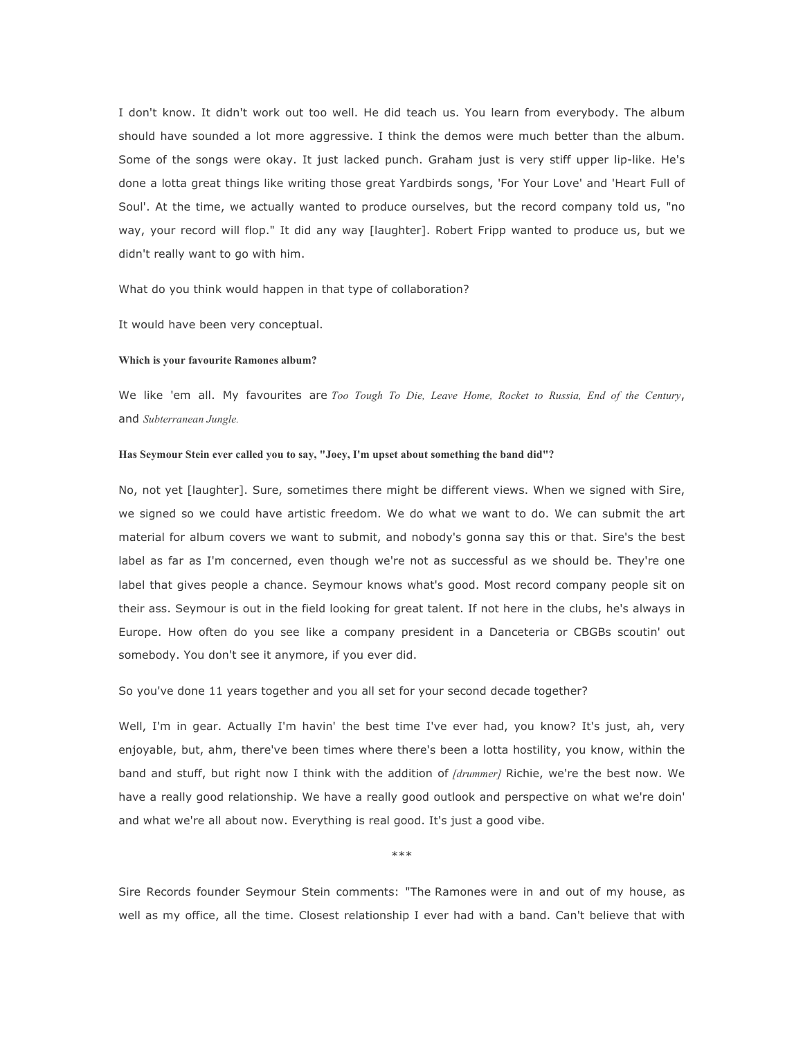I don't know. It didn't work out too well. He did teach us. You learn from everybody. The album should have sounded a lot more aggressive. I think the demos were much better than the album. Some of the songs were okay. It just lacked punch. Graham just is very stiff upper lip-like. He's done a lotta great things like writing those great Yardbirds songs, 'For Your Love' and 'Heart Full of Soul'. At the time, we actually wanted to produce ourselves, but the record company told us, "no way, your record will flop." It did any way [laughter]. Robert Fripp wanted to produce us, but we didn't really want to go with him.

What do you think would happen in that type of collaboration?

It would have been very conceptual.

**Which is your favourite Ramones album?**

We like 'em all. My favourites are *Too Tough To Die, Leave Home, Rocket to Russia, End of the Century*, and *Subterranean Jungle.*

**Has Seymour Stein ever called you to say, "Joey, I'm upset about something the band did"?**

No, not yet [laughter]. Sure, sometimes there might be different views. When we signed with Sire, we signed so we could have artistic freedom. We do what we want to do. We can submit the art material for album covers we want to submit, and nobody's gonna say this or that. Sire's the best label as far as I'm concerned, even though we're not as successful as we should be. They're one label that gives people a chance. Seymour knows what's good. Most record company people sit on their ass. Seymour is out in the field looking for great talent. If not here in the clubs, he's always in Europe. How often do you see like a company president in a Danceteria or CBGBs scoutin' out somebody. You don't see it anymore, if you ever did.

So you've done 11 years together and you all set for your second decade together?

Well, I'm in gear. Actually I'm havin' the best time I've ever had, you know? It's just, ah, very enjoyable, but, ahm, there've been times where there's been a lotta hostility, you know, within the band and stuff, but right now I think with the addition of *[drummer]* Richie, we're the best now. We have a really good relationship. We have a really good outlook and perspective on what we're doin' and what we're all about now. Everything is real good. It's just a good vibe.

***

Sire Records founder Seymour Stein comments: "The Ramones were in and out of my house, as well as my office, all the time. Closest relationship I ever had with a band. Can't believe that with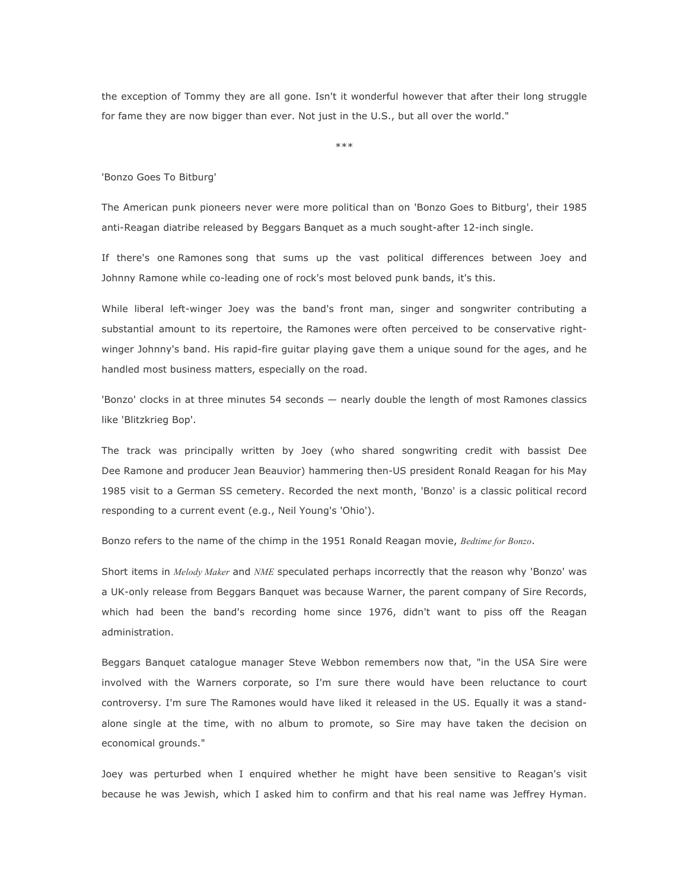the exception of Tommy they are all gone. Isn't it wonderful however that after their long struggle for fame they are now bigger than ever. Not just in the U.S., but all over the world."

\*\*\*

'Bonzo Goes To Bitburg'

The American punk pioneers never were more political than on 'Bonzo Goes to Bitburg', their 1985 anti-Reagan diatribe released by Beggars Banquet as a much sought-after 12-inch single.

If there's one Ramones song that sums up the vast political differences between Joey and Johnny Ramone while co-leading one of rock's most beloved punk bands, it's this.

While liberal left-winger Joey was the band's front man, singer and songwriter contributing a substantial amount to its repertoire, the Ramones were often perceived to be conservative right-winger Johnny's band. His rapid-fire guitar playing gave them a unique sound for the ages, and he handled most business matters, especially on the road.

'Bonzo' clocks in at three minutes 54 seconds — nearly double the length of most Ramones classics like 'Blitzkrieg Bop'.

The track was principally written by Joey (who shared songwriting credit with bassist Dee Dee Ramone and producer Jean Beauvior) hammering then-US president Ronald Reagan for his May 1985 visit to a German SS cemetery. Recorded the next month, 'Bonzo' is a classic political record responding to a current event (e.g., Neil Young's 'Ohio').

Bonzo refers to the name of the chimp in the 1951 Ronald Reagan movie, *Bedtime for Bonzo*.

Short items in *Melody Maker* and *NME* speculated perhaps incorrectly that the reason why 'Bonzo' was a UK-only release from Beggars Banquet was because Warner, the parent company of Sire Records, which had been the band's recording home since 1976, didn't want to piss off the Reagan administration.

Beggars Banquet catalogue manager Steve Webbon remembers now that, "in the USA Sire were involved with the Warners corporate, so I'm sure there would have been reluctance to court controversy. I'm sure The Ramones would have liked it released in the US. Equally it was a stand-alone single at the time, with no album to promote, so Sire may have taken the decision on economical grounds."

Joey was perturbed when I enquired whether he might have been sensitive to Reagan's visit because he was Jewish, which I asked him to confirm and that his real name was Jeffrey Hyman.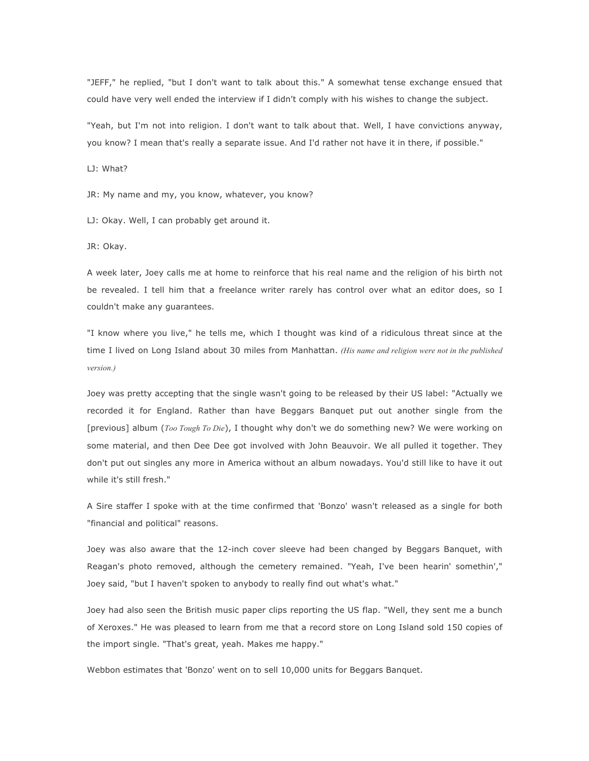"JEFF," he replied, "but I don't want to talk about this." A somewhat tense exchange ensued that could have very well ended the interview if I didn't comply with his wishes to change the subject.

"Yeah, but I'm not into religion. I don't want to talk about that. Well, I have convictions anyway, you know? I mean that's really a separate issue. And I'd rather not have it in there, if possible."

LJ: What?

JR: My name and my, you know, whatever, you know?

LJ: Okay. Well, I can probably get around it.

JR: Okay.

A week later, Joey calls me at home to reinforce that his real name and the religion of his birth not be revealed. I tell him that a freelance writer rarely has control over what an editor does, so I couldn't make any guarantees.

"I know where you live," he tells me, which I thought was kind of a ridiculous threat since at the time I lived on Long Island about 30 miles from Manhattan. *(His name and religion were not in the published version.)*

Joey was pretty accepting that the single wasn't going to be released by their US label: "Actually we recorded it for England. Rather than have Beggars Banquet put out another single from the [previous] album (*Too Tough To Die*), I thought why don't we do something new? We were working on some material, and then Dee Dee got involved with John Beauvoir. We all pulled it together. They don't put out singles any more in America without an album nowadays. You'd still like to have it out while it's still fresh."

A Sire staffer I spoke with at the time confirmed that 'Bonzo' wasn't released as a single for both "financial and political" reasons.

Joey was also aware that the 12-inch cover sleeve had been changed by Beggars Banquet, with Reagan's photo removed, although the cemetery remained. "Yeah, I've been hearin' somethin'," Joey said, "but I haven't spoken to anybody to really find out what's what."

Joey had also seen the British music paper clips reporting the US flap. "Well, they sent me a bunch of Xeroxes." He was pleased to learn from me that a record store on Long Island sold 150 copies of the import single. "That's great, yeah. Makes me happy."

Webbon estimates that 'Bonzo' went on to sell 10,000 units for Beggars Banquet.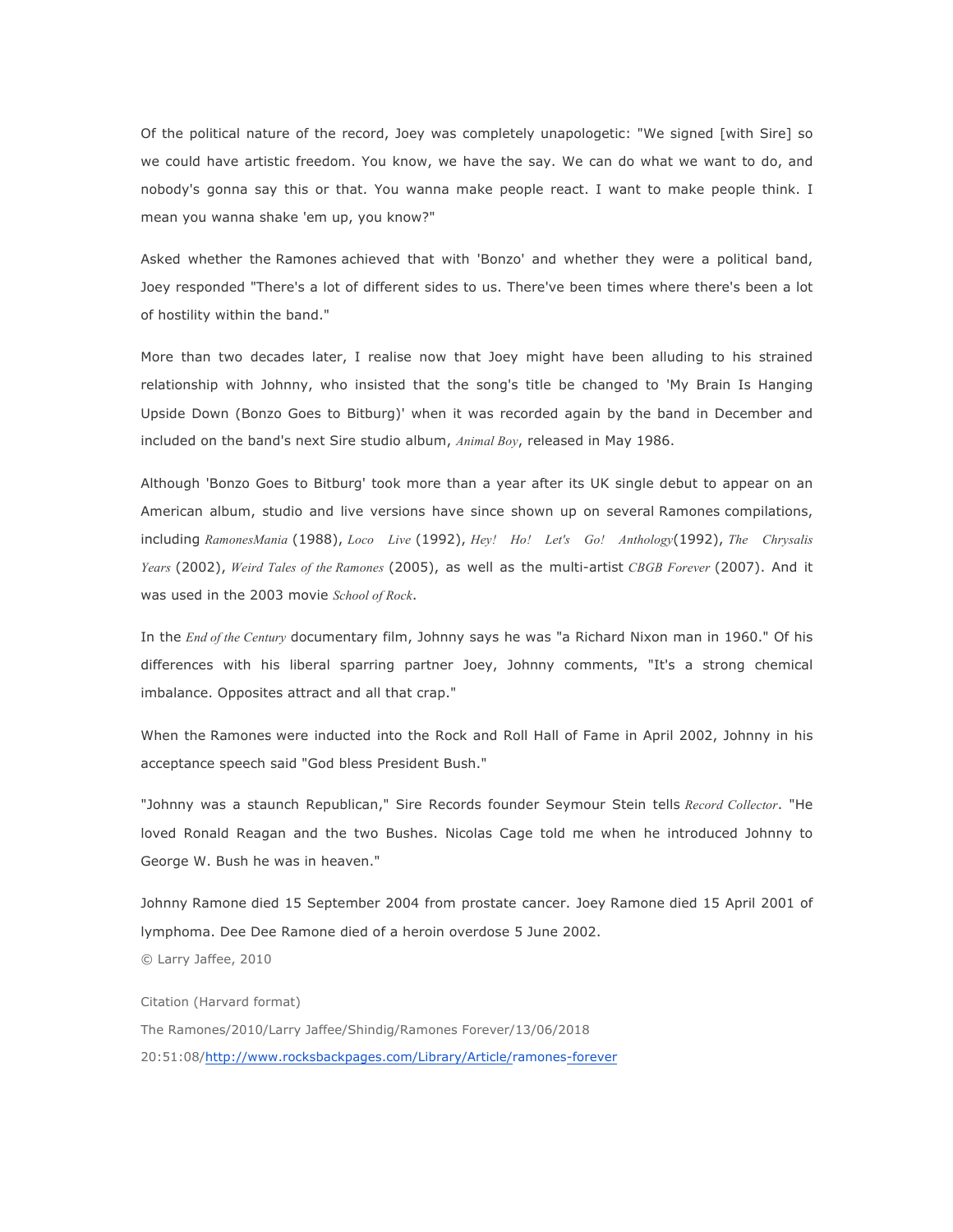Of the political nature of the record, Joey was completely unapologetic: "We signed [with Sire] so we could have artistic freedom. You know, we have the say. We can do what we want to do, and nobody's gonna say this or that. You wanna make people react. I want to make people think. I mean you wanna shake 'em up, you know?"

Asked whether the Ramones achieved that with 'Bonzo' and whether they were a political band, Joey responded "There's a lot of different sides to us. There've been times where there's been a lot of hostility within the band."

More than two decades later, I realise now that Joey might have been alluding to his strained relationship with Johnny, who insisted that the song's title be changed to 'My Brain Is Hanging Upside Down (Bonzo Goes to Bitburg)' when it was recorded again by the band in December and included on the band's next Sire studio album, *Animal Boy*, released in May 1986.

Although 'Bonzo Goes to Bitburg' took more than a year after its UK single debut to appear on an American album, studio and live versions have since shown up on several Ramones compilations, including *RamonesMania* (1988), *Loco Live* (1992), *Hey! Ho! Let's Go! Anthology*(1992), *The Chrysalis Years* (2002), *Weird Tales of the Ramones* (2005), as well as the multi-artist *CBGB Forever* (2007). And it was used in the 2003 movie *School of Rock*.

In the *End of the Century* documentary film, Johnny says he was "a Richard Nixon man in 1960." Of his differences with his liberal sparring partner Joey, Johnny comments, "It's a strong chemical imbalance. Opposites attract and all that crap."

When the Ramones were inducted into the Rock and Roll Hall of Fame in April 2002, Johnny in his acceptance speech said "God bless President Bush."

"Johnny was a staunch Republican," Sire Records founder Seymour Stein tells *Record Collector*. "He loved Ronald Reagan and the two Bushes. Nicolas Cage told me when he introduced Johnny to George W. Bush he was in heaven."

Johnny Ramone died 15 September 2004 from prostate cancer. Joey Ramone died 15 April 2001 of lymphoma. Dee Dee Ramone died of a heroin overdose 5 June 2002.

© Larry Jaffee, 2010

Citation (Harvard format)

The Ramones/2010/Larry Jaffee/Shindig/Ramones Forever/13/06/2018 20:51:08/http://www.rocksbackpages.com/Library/Article/ramones-forever